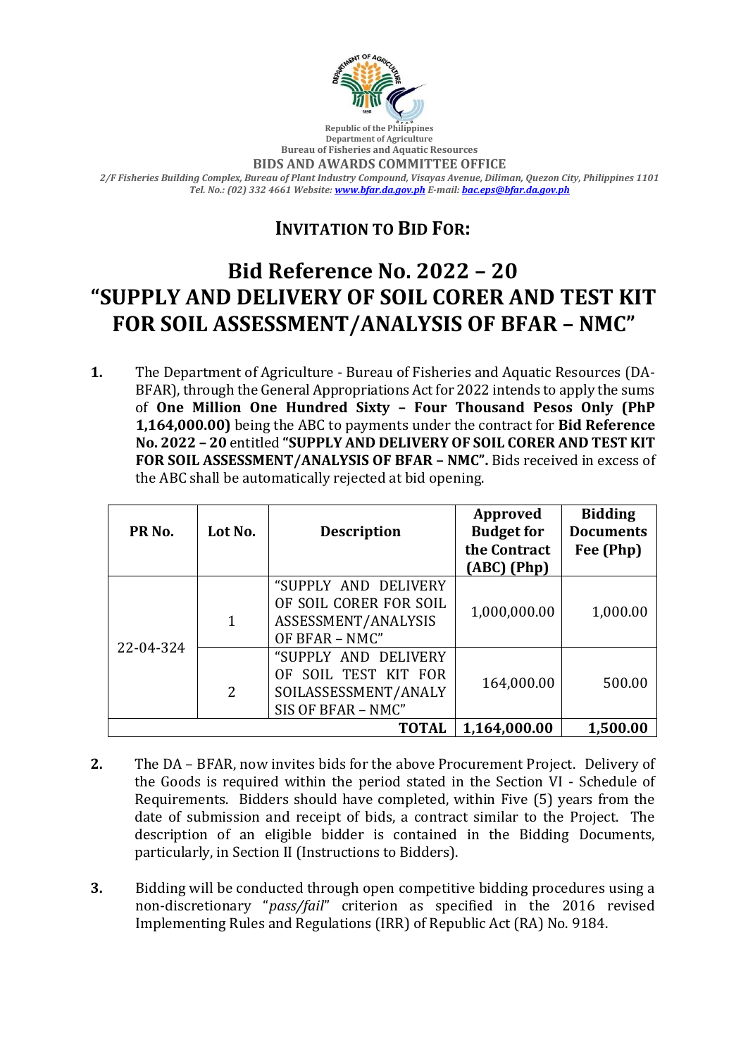Republic of the Philippines
Department of Agriculture
Bureau of Fisheries and Aquatic Resources
**BIDS AND AWARDS COMMITTEE OFFICE**
*2/F Fisheries Building Complex, Bureau of Plant Industry Compound, Visayas Avenue, Diliman, Quezon City, Philippines 1101*
*Tel. No.: (02) 332 4661 Website: www.bfar.da.gov.ph E-mail: bac.eps@bfar.da.gov.ph*

## INVITATION TO BID FOR:

# Bid Reference No. 2022 – 20 "SUPPLY AND DELIVERY OF SOIL CORER AND TEST KIT FOR SOIL ASSESSMENT/ANALYSIS OF BFAR – NMC"

1. The Department of Agriculture - Bureau of Fisheries and Aquatic Resources (DA-BFAR), through the General Appropriations Act for 2022 intends to apply the sums of **One Million One Hundred Sixty – Four Thousand Pesos Only (PhP 1,164,000.00)** being the ABC to payments under the contract for **Bid Reference No. 2022 – 20** entitled **"SUPPLY AND DELIVERY OF SOIL CORER AND TEST KIT FOR SOIL ASSESSMENT/ANALYSIS OF BFAR – NMC".** Bids received in excess of the ABC shall be automatically rejected at bid opening.

| PR No. | Lot No. | Description | Approved Budget for the Contract (ABC) (Php) | Bidding Documents Fee (Php) |
|---|---|---|---|---|
| 22-04-324 | 1 | "SUPPLY AND DELIVERY OF SOIL CORER FOR SOIL ASSESSMENT/ANALYSIS OF BFAR – NMC" | 1,000,000.00 | 1,000.00 |
| | 2 | "SUPPLY AND DELIVERY OF SOIL TEST KIT FOR SOILASSESSMENT/ANALYSIS OF BFAR – NMC" | 164,000.00 | 500.00 |
| | | **TOTAL** | **1,164,000.00** | **1,500.00** |

2. The DA – BFAR, now invites bids for the above Procurement Project. Delivery of the Goods is required within the period stated in the Section VI - Schedule of Requirements. Bidders should have completed, within Five (5) years from the date of submission and receipt of bids, a contract similar to the Project. The description of an eligible bidder is contained in the Bidding Documents, particularly, in Section II (Instructions to Bidders).

3. Bidding will be conducted through open competitive bidding procedures using a non-discretionary "*pass/fail*" criterion as specified in the 2016 revised Implementing Rules and Regulations (IRR) of Republic Act (RA) No. 9184.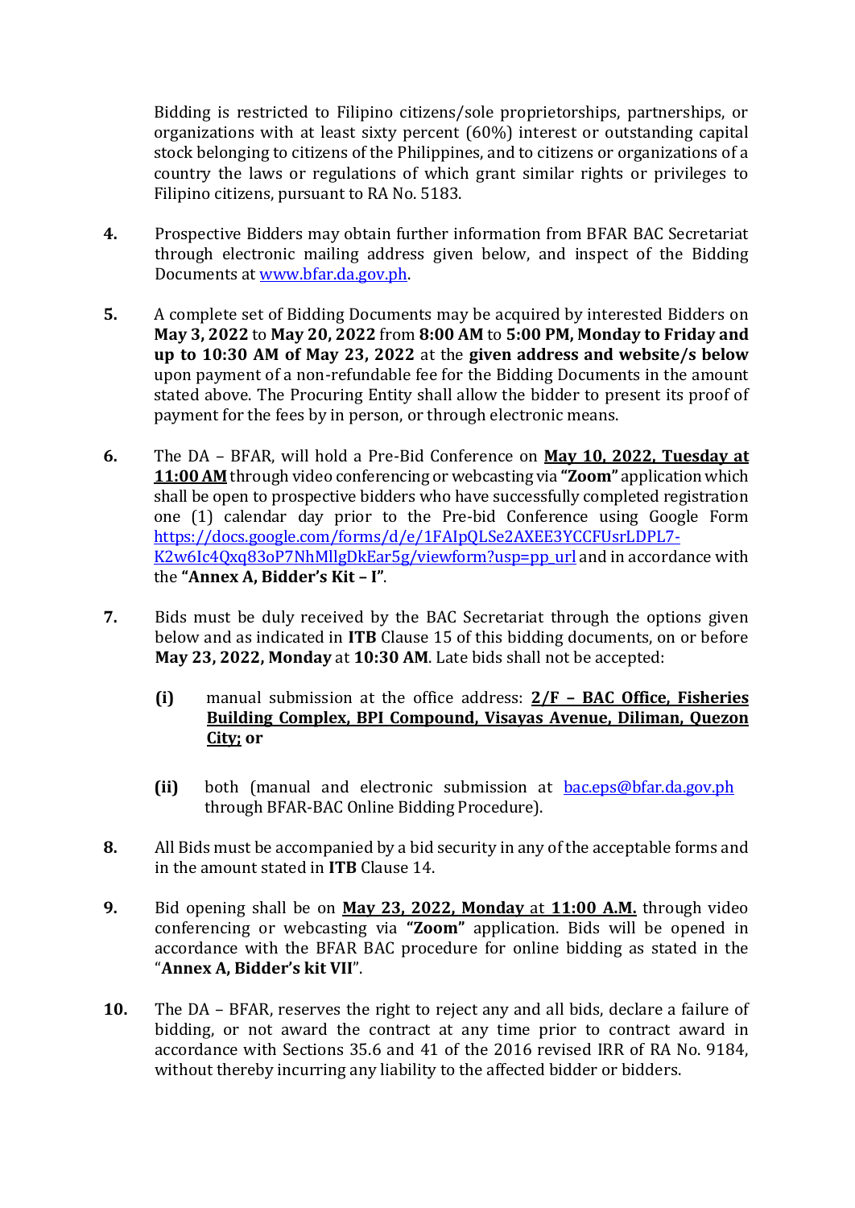Bidding is restricted to Filipino citizens/sole proprietorships, partnerships, or organizations with at least sixty percent (60%) interest or outstanding capital stock belonging to citizens of the Philippines, and to citizens or organizations of a country the laws or regulations of which grant similar rights or privileges to Filipino citizens, pursuant to RA No. 5183.

4. Prospective Bidders may obtain further information from BFAR BAC Secretariat through electronic mailing address given below, and inspect of the Bidding Documents at [www.bfar.da.gov.ph](http://www.bfar.da.gov.ph).

5. A complete set of Bidding Documents may be acquired by interested Bidders on **May 3, 2022** to **May 20, 2022** from **8:00 AM** to **5:00 PM, Monday to Friday and up to 10:30 AM of May 23, 2022** at the **given address and website/s below** upon payment of a non-refundable fee for the Bidding Documents in the amount stated above. The Procuring Entity shall allow the bidder to present its proof of payment for the fees by in person, or through electronic means.

6. The DA – BFAR, will hold a Pre-Bid Conference on **<u>May 10, 2022, Tuesday at 11:00 AM</u>** through video conferencing or webcasting via **"Zoom"** application which shall be open to prospective bidders who have successfully completed registration one (1) calendar day prior to the Pre-bid Conference using Google Form [https://docs.google.com/forms/d/e/1FAIpQLSe2AXEE3YCCFUsrLDPL7-K2w6Ic4Qxq83oP7NhMllgDkEar5g/viewform?usp=pp_url](https://docs.google.com/forms/d/e/1FAIpQLSe2AXEE3YCCFUsrLDPL7-K2w6Ic4Qxq83oP7NhMllgDkEar5g/viewform?usp=pp_url) and in accordance with the **"Annex A, Bidder's Kit – I"**.

7. Bids must be duly received by the BAC Secretariat through the options given below and as indicated in **ITB** Clause 15 of this bidding documents, on or before **May 23, 2022, Monday** at **10:30 AM**. Late bids shall not be accepted:

   **(i)** manual submission at the office address: **<u>2/F – BAC Office, Fisheries Building Complex, BPI Compound, Visayas Avenue, Diliman, Quezon City;</u> or**

   **(ii)** both (manual and electronic submission at [bac.eps@bfar.da.gov.ph](mailto:bac.eps@bfar.da.gov.ph) through BFAR-BAC Online Bidding Procedure).

8. All Bids must be accompanied by a bid security in any of the acceptable forms and in the amount stated in **ITB** Clause 14.

9. Bid opening shall be on **<u>May 23, 2022, Monday</u>** at **<u>11:00 A.M.</u>** through video conferencing or webcasting via **"Zoom"** application. Bids will be opened in accordance with the BFAR BAC procedure for online bidding as stated in the "**Annex A, Bidder's kit VII**".

10. The DA – BFAR, reserves the right to reject any and all bids, declare a failure of bidding, or not award the contract at any time prior to contract award in accordance with Sections 35.6 and 41 of the 2016 revised IRR of RA No. 9184, without thereby incurring any liability to the affected bidder or bidders.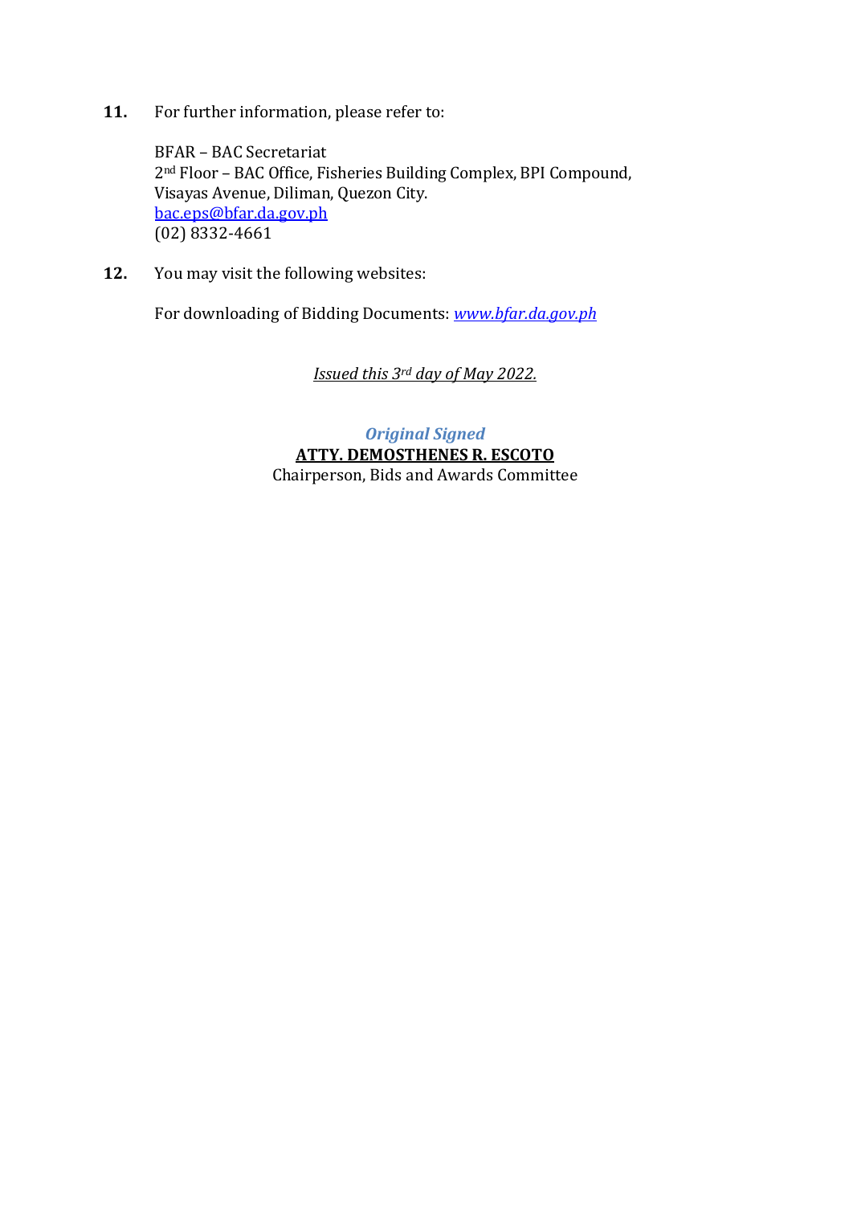**11.** For further information, please refer to:

BFAR – BAC Secretariat
2nd Floor – BAC Office, Fisheries Building Complex, BPI Compound,
Visayas Avenue, Diliman, Quezon City.
bac.eps@bfar.da.gov.ph
(02) 8332-4661

**12.** You may visit the following websites:

For downloading of Bidding Documents: *www.bfar.da.gov.ph*

*Issued this 3rd day of May 2022.*

***Original Signed***
**ATTY. DEMOSTHENES R. ESCOTO**
Chairperson, Bids and Awards Committee